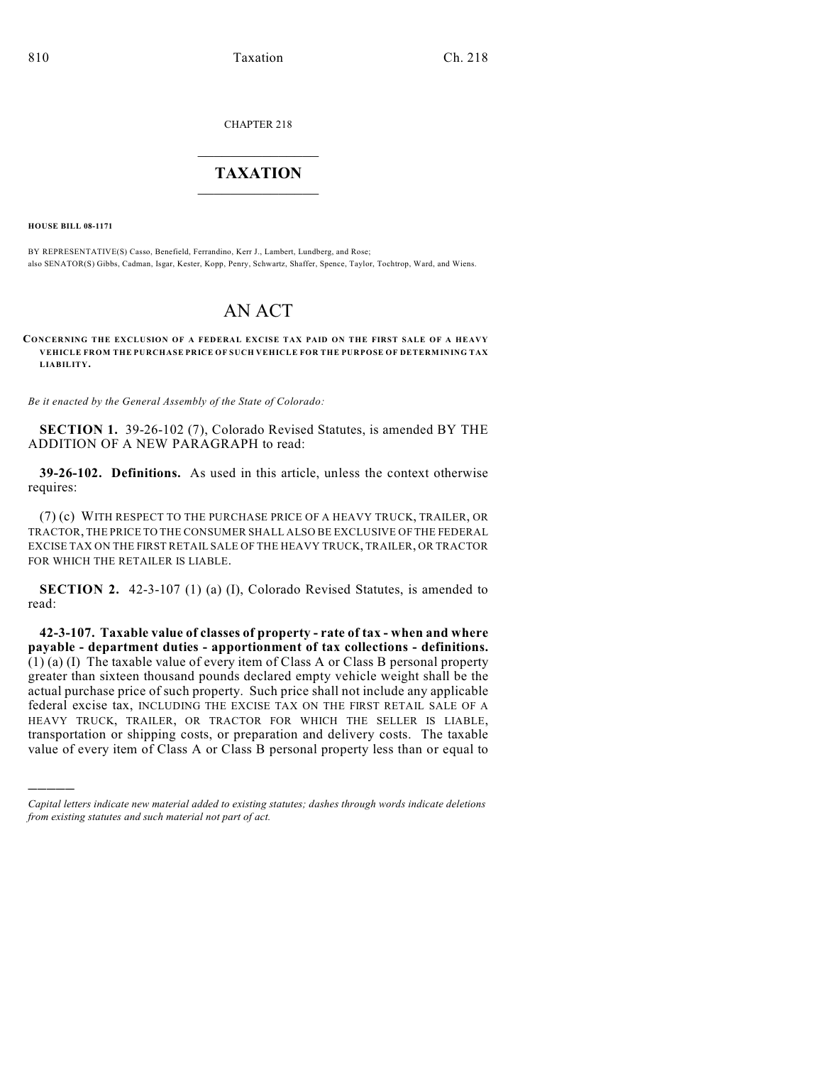CHAPTER 218

# TAXATION

**HOUSE BILL 08-1171**

BY REPRESENTATIVE(S) Casso, Benefield, Ferrandino, Kerr J., Lambert, Lundberg, and Rose;
also SENATOR(S) Gibbs, Cadman, Isgar, Kester, Kopp, Penry, Schwartz, Shaffer, Spence, Taylor, Tochtrop, Ward, and Wiens.

# AN ACT

**CONCERNING THE EXCLUSION OF A FEDERAL EXCISE TAX PAID ON THE FIRST SALE OF A HEAVY VEHICLE FROM THE PURCHASE PRICE OF SUCH VEHICLE FOR THE PURPOSE OF DETERMINING TAX LIABILITY.**

*Be it enacted by the General Assembly of the State of Colorado:*

**SECTION 1.** 39-26-102 (7), Colorado Revised Statutes, is amended BY THE ADDITION OF A NEW PARAGRAPH to read:

**39-26-102. Definitions.** As used in this article, unless the context otherwise requires:

(7) (c) WITH RESPECT TO THE PURCHASE PRICE OF A HEAVY TRUCK, TRAILER, OR TRACTOR, THE PRICE TO THE CONSUMER SHALL ALSO BE EXCLUSIVE OF THE FEDERAL EXCISE TAX ON THE FIRST RETAIL SALE OF THE HEAVY TRUCK, TRAILER, OR TRACTOR FOR WHICH THE RETAILER IS LIABLE.

**SECTION 2.** 42-3-107 (1) (a) (I), Colorado Revised Statutes, is amended to read:

**42-3-107. Taxable value of classes of property - rate of tax - when and where payable - department duties - apportionment of tax collections - definitions.** (1) (a) (I) The taxable value of every item of Class A or Class B personal property greater than sixteen thousand pounds declared empty vehicle weight shall be the actual purchase price of such property. Such price shall not include any applicable federal excise tax, INCLUDING THE EXCISE TAX ON THE FIRST RETAIL SALE OF A HEAVY TRUCK, TRAILER, OR TRACTOR FOR WHICH THE SELLER IS LIABLE, transportation or shipping costs, or preparation and delivery costs. The taxable value of every item of Class A or Class B personal property less than or equal to

---

*Capital letters indicate new material added to existing statutes; dashes through words indicate deletions from existing statutes and such material not part of act.*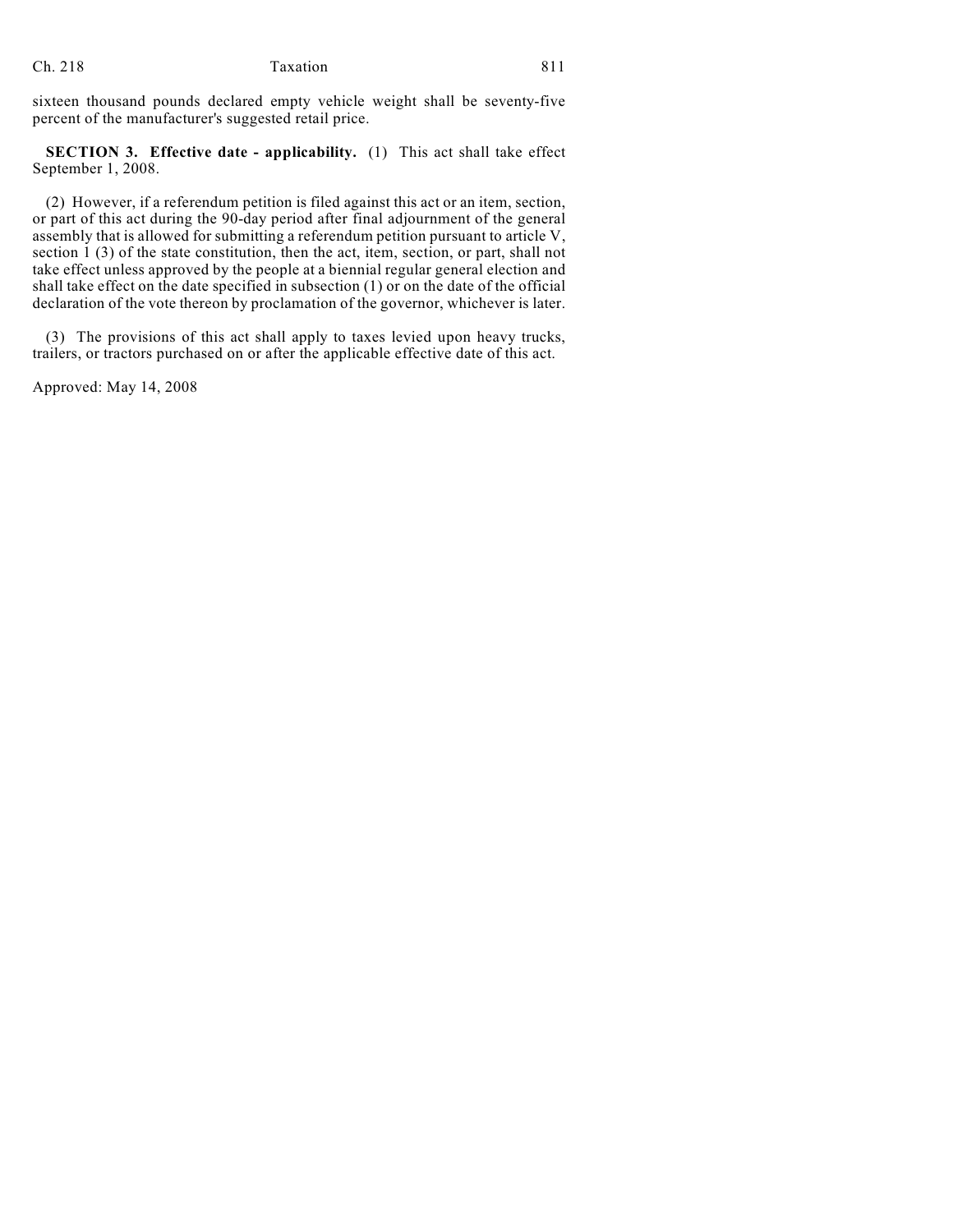sixteen thousand pounds declared empty vehicle weight shall be seventy-five percent of the manufacturer's suggested retail price.

**SECTION 3. Effective date - applicability.** (1) This act shall take effect September 1, 2008.

(2) However, if a referendum petition is filed against this act or an item, section, or part of this act during the 90-day period after final adjournment of the general assembly that is allowed for submitting a referendum petition pursuant to article V, section 1 (3) of the state constitution, then the act, item, section, or part, shall not take effect unless approved by the people at a biennial regular general election and shall take effect on the date specified in subsection (1) or on the date of the official declaration of the vote thereon by proclamation of the governor, whichever is later.

(3) The provisions of this act shall apply to taxes levied upon heavy trucks, trailers, or tractors purchased on or after the applicable effective date of this act.

Approved: May 14, 2008